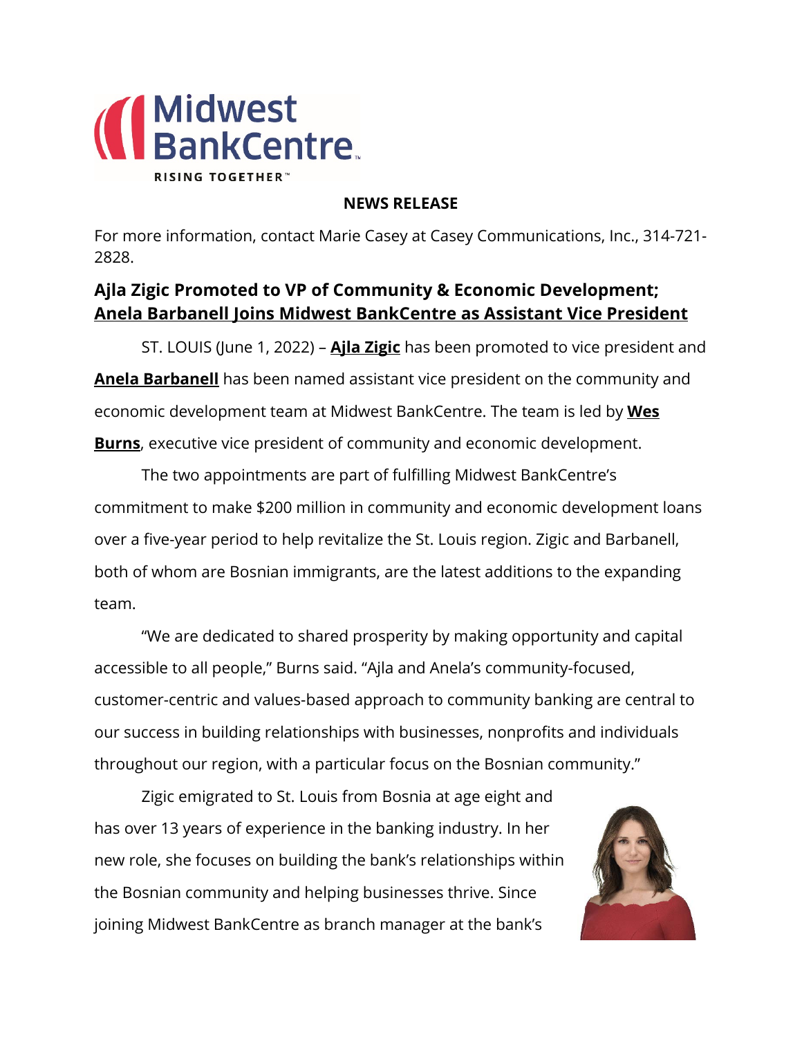Midwest BankCentre

RISING TOGETHER™

**NEWS RELEASE**

For more information, contact Marie Casey at Casey Communications, Inc., 314-721-2828.

## Ajla Zigic Promoted to VP of Community & Economic Development; Anela Barbanell Joins Midwest BankCentre as Assistant Vice President

ST. LOUIS (June 1, 2022) – **Ajla Zigic** has been promoted to vice president and **Anela Barbanell** has been named assistant vice president on the community and economic development team at Midwest BankCentre. The team is led by **Wes Burns**, executive vice president of community and economic development.

The two appointments are part of fulfilling Midwest BankCentre's commitment to make $200 million in community and economic development loans over a five-year period to help revitalize the St. Louis region. Zigic and Barbanell, both of whom are Bosnian immigrants, are the latest additions to the expanding team.

"We are dedicated to shared prosperity by making opportunity and capital accessible to all people," Burns said. "Ajla and Anela's community-focused, customer-centric and values-based approach to community banking are central to our success in building relationships with businesses, nonprofits and individuals throughout our region, with a particular focus on the Bosnian community."

Zigic emigrated to St. Louis from Bosnia at age eight and has over 13 years of experience in the banking industry. In her new role, she focuses on building the bank's relationships within the Bosnian community and helping businesses thrive. Since joining Midwest BankCentre as branch manager at the bank's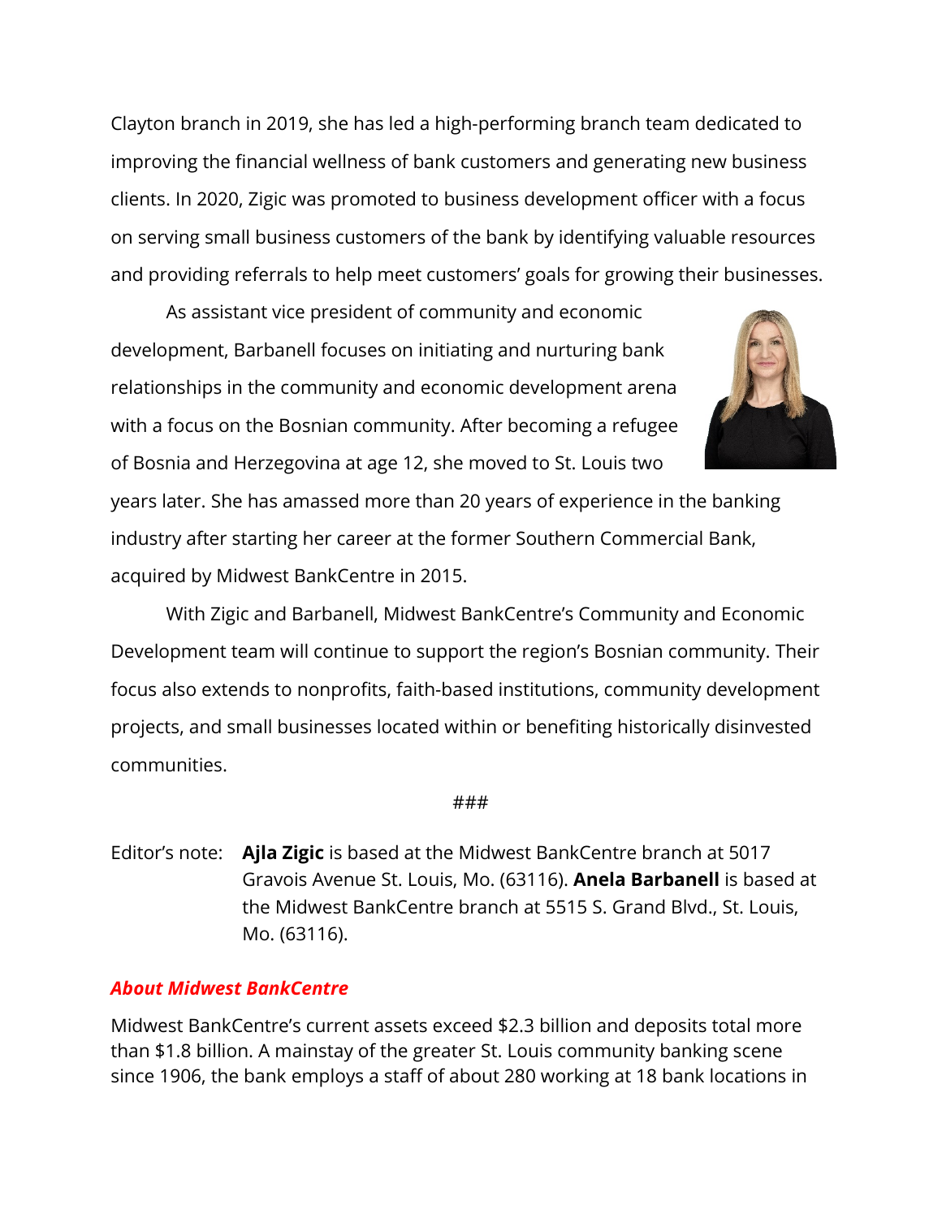Clayton branch in 2019, she has led a high-performing branch team dedicated to improving the financial wellness of bank customers and generating new business clients. In 2020, Zigic was promoted to business development officer with a focus on serving small business customers of the bank by identifying valuable resources and providing referrals to help meet customers' goals for growing their businesses.

As assistant vice president of community and economic development, Barbanell focuses on initiating and nurturing bank relationships in the community and economic development arena with a focus on the Bosnian community. After becoming a refugee of Bosnia and Herzegovina at age 12, she moved to St. Louis two years later. She has amassed more than 20 years of experience in the banking industry after starting her career at the former Southern Commercial Bank, acquired by Midwest BankCentre in 2015.

With Zigic and Barbanell, Midwest BankCentre's Community and Economic Development team will continue to support the region's Bosnian community. Their focus also extends to nonprofits, faith-based institutions, community development projects, and small businesses located within or benefiting historically disinvested communities.

###

Editor's note: **Ajla Zigic** is based at the Midwest BankCentre branch at 5017 Gravois Avenue St. Louis, Mo. (63116). **Anela Barbanell** is based at the Midwest BankCentre branch at 5515 S. Grand Blvd., St. Louis, Mo. (63116).

## *About Midwest BankCentre*

Midwest BankCentre's current assets exceed $2.3 billion and deposits total more than $1.8 billion. A mainstay of the greater St. Louis community banking scene since 1906, the bank employs a staff of about 280 working at 18 bank locations in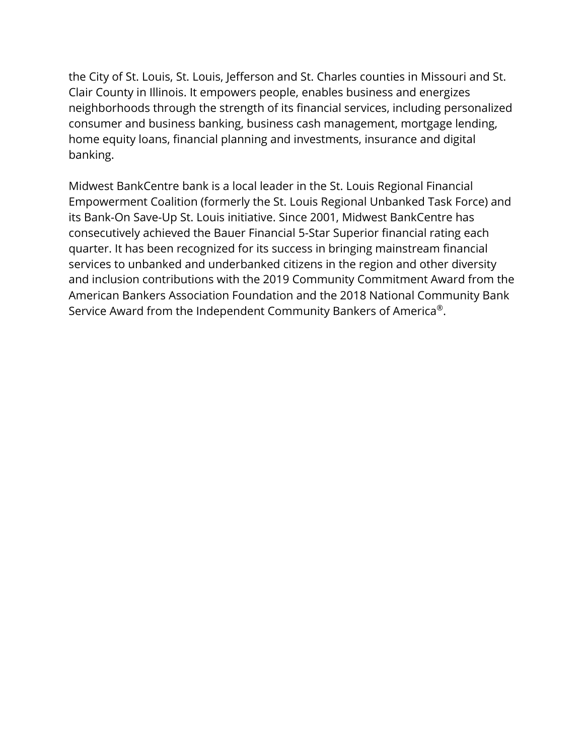the City of St. Louis, St. Louis, Jefferson and St. Charles counties in Missouri and St. Clair County in Illinois. It empowers people, enables business and energizes neighborhoods through the strength of its financial services, including personalized consumer and business banking, business cash management, mortgage lending, home equity loans, financial planning and investments, insurance and digital banking.

Midwest BankCentre bank is a local leader in the St. Louis Regional Financial Empowerment Coalition (formerly the St. Louis Regional Unbanked Task Force) and its Bank-On Save-Up St. Louis initiative. Since 2001, Midwest BankCentre has consecutively achieved the Bauer Financial 5-Star Superior financial rating each quarter. It has been recognized for its success in bringing mainstream financial services to unbanked and underbanked citizens in the region and other diversity and inclusion contributions with the 2019 Community Commitment Award from the American Bankers Association Foundation and the 2018 National Community Bank Service Award from the Independent Community Bankers of America®.